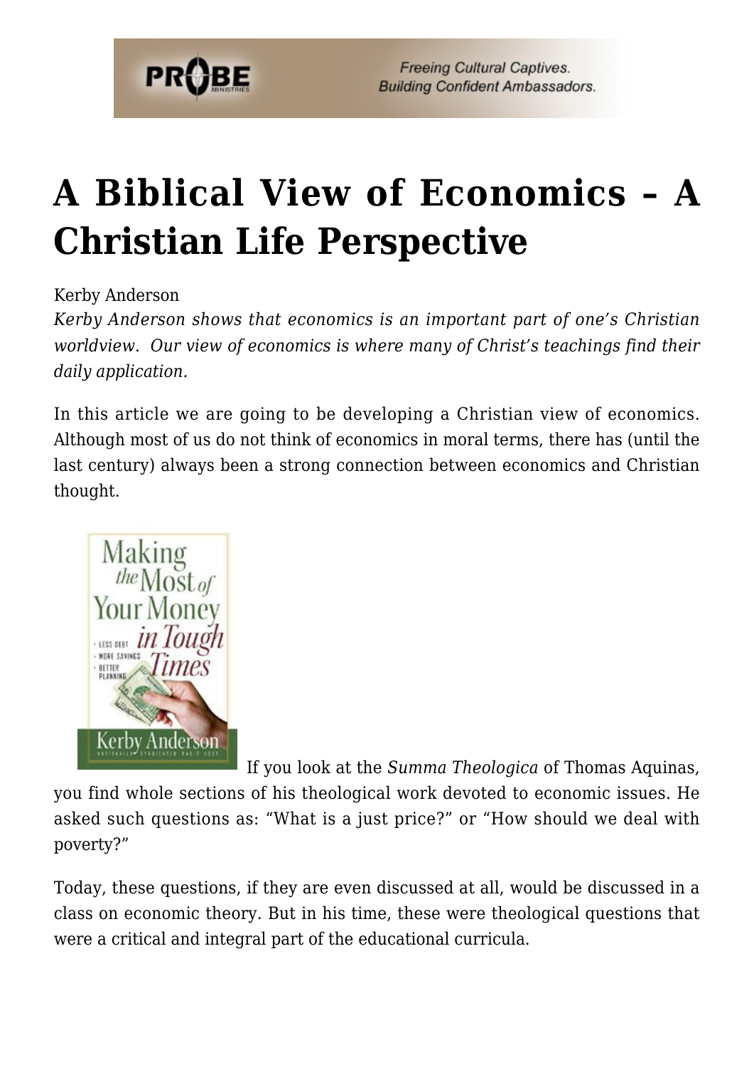# A Biblical View of Economics – A Christian Life Perspective

Kerby Anderson

*Kerby Anderson shows that economics is an important part of one's Christian worldview. Our view of economics is where many of Christ's teachings find their daily application.*

In this article we are going to be developing a Christian view of economics. Although most of us do not think of economics in moral terms, there has (until the last century) always been a strong connection between economics and Christian thought.

If you look at the *Summa Theologica* of Thomas Aquinas, you find whole sections of his theological work devoted to economic issues. He asked such questions as: "What is a just price?" or "How should we deal with poverty?"

Today, these questions, if they are even discussed at all, would be discussed in a class on economic theory. But in his time, these were theological questions that were a critical and integral part of the educational curricula.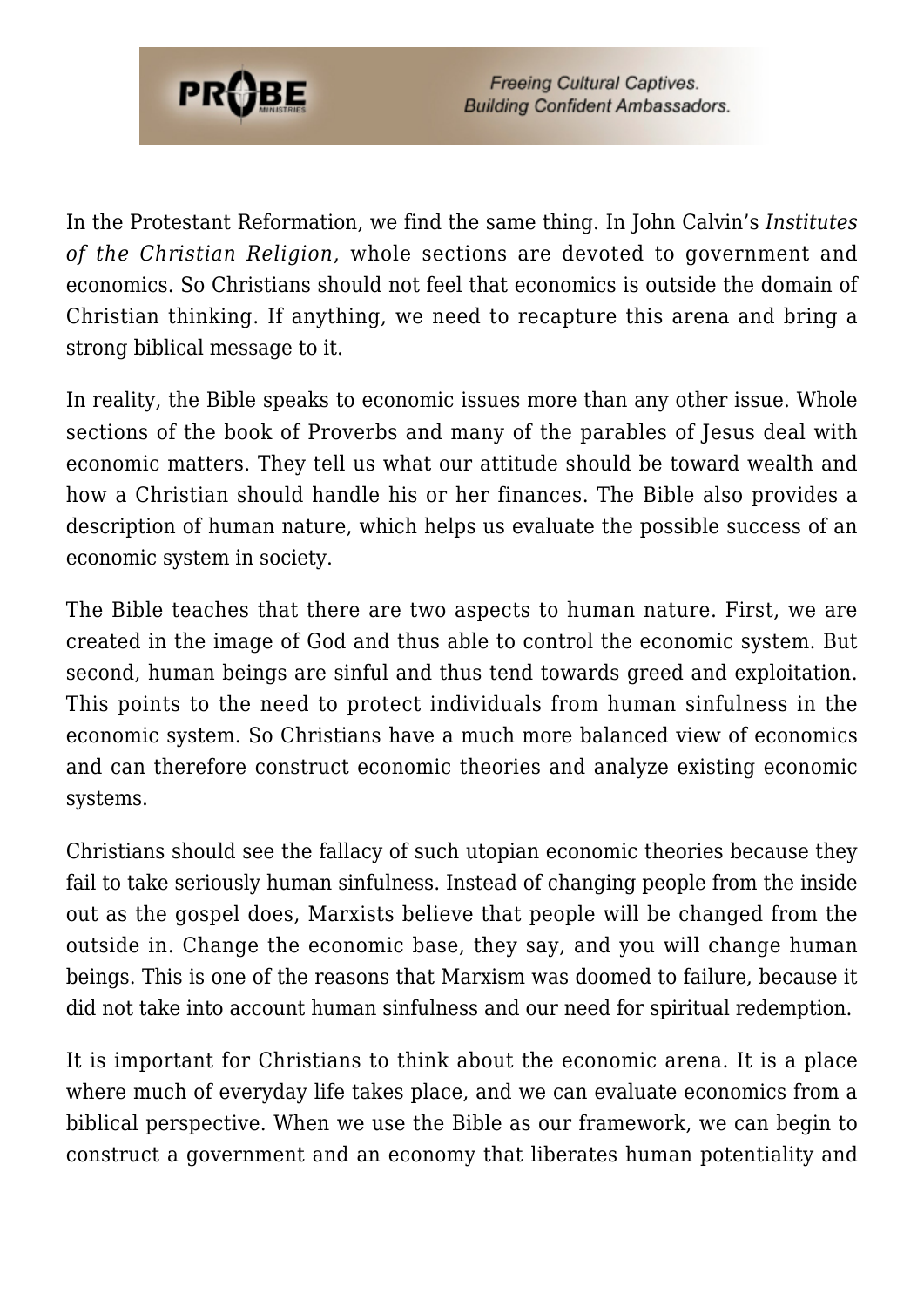In the Protestant Reformation, we find the same thing. In John Calvin's *Institutes of the Christian Religion*, whole sections are devoted to government and economics. So Christians should not feel that economics is outside the domain of Christian thinking. If anything, we need to recapture this arena and bring a strong biblical message to it.

In reality, the Bible speaks to economic issues more than any other issue. Whole sections of the book of Proverbs and many of the parables of Jesus deal with economic matters. They tell us what our attitude should be toward wealth and how a Christian should handle his or her finances. The Bible also provides a description of human nature, which helps us evaluate the possible success of an economic system in society.

The Bible teaches that there are two aspects to human nature. First, we are created in the image of God and thus able to control the economic system. But second, human beings are sinful and thus tend towards greed and exploitation. This points to the need to protect individuals from human sinfulness in the economic system. So Christians have a much more balanced view of economics and can therefore construct economic theories and analyze existing economic systems.

Christians should see the fallacy of such utopian economic theories because they fail to take seriously human sinfulness. Instead of changing people from the inside out as the gospel does, Marxists believe that people will be changed from the outside in. Change the economic base, they say, and you will change human beings. This is one of the reasons that Marxism was doomed to failure, because it did not take into account human sinfulness and our need for spiritual redemption.

It is important for Christians to think about the economic arena. It is a place where much of everyday life takes place, and we can evaluate economics from a biblical perspective. When we use the Bible as our framework, we can begin to construct a government and an economy that liberates human potentiality and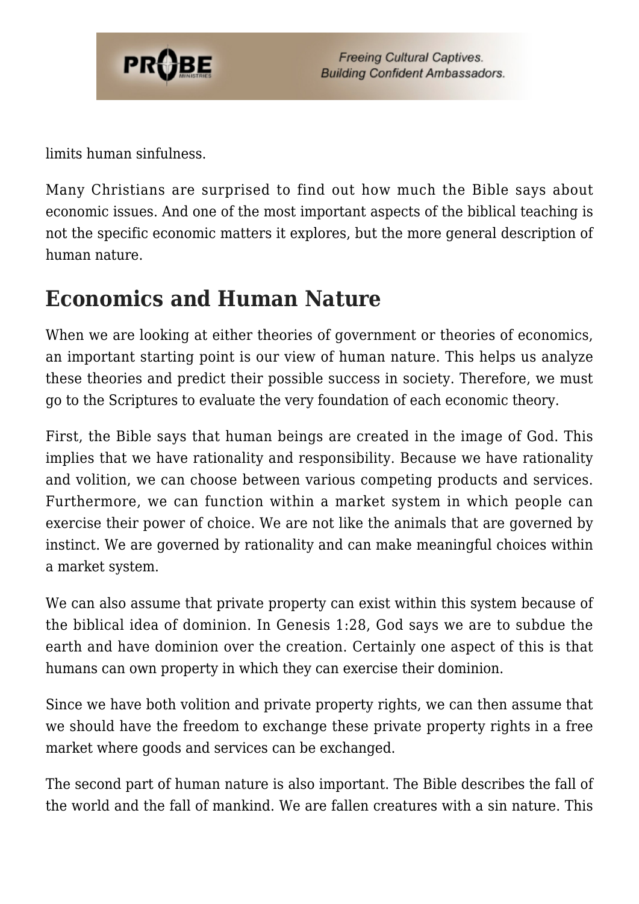limits human sinfulness.

Many Christians are surprised to find out how much the Bible says about economic issues. And one of the most important aspects of the biblical teaching is not the specific economic matters it explores, but the more general description of human nature.

## Economics and Human Nature

When we are looking at either theories of government or theories of economics, an important starting point is our view of human nature. This helps us analyze these theories and predict their possible success in society. Therefore, we must go to the Scriptures to evaluate the very foundation of each economic theory.

First, the Bible says that human beings are created in the image of God. This implies that we have rationality and responsibility. Because we have rationality and volition, we can choose between various competing products and services. Furthermore, we can function within a market system in which people can exercise their power of choice. We are not like the animals that are governed by instinct. We are governed by rationality and can make meaningful choices within a market system.

We can also assume that private property can exist within this system because of the biblical idea of dominion. In Genesis 1:28, God says we are to subdue the earth and have dominion over the creation. Certainly one aspect of this is that humans can own property in which they can exercise their dominion.

Since we have both volition and private property rights, we can then assume that we should have the freedom to exchange these private property rights in a free market where goods and services can be exchanged.

The second part of human nature is also important. The Bible describes the fall of the world and the fall of mankind. We are fallen creatures with a sin nature. This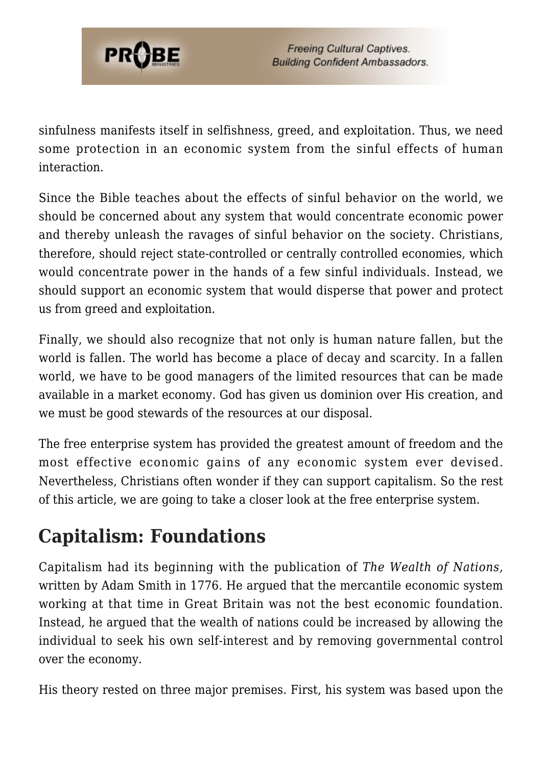sinfulness manifests itself in selfishness, greed, and exploitation. Thus, we need some protection in an economic system from the sinful effects of human interaction.

Since the Bible teaches about the effects of sinful behavior on the world, we should be concerned about any system that would concentrate economic power and thereby unleash the ravages of sinful behavior on the society. Christians, therefore, should reject state-controlled or centrally controlled economies, which would concentrate power in the hands of a few sinful individuals. Instead, we should support an economic system that would disperse that power and protect us from greed and exploitation.

Finally, we should also recognize that not only is human nature fallen, but the world is fallen. The world has become a place of decay and scarcity. In a fallen world, we have to be good managers of the limited resources that can be made available in a market economy. God has given us dominion over His creation, and we must be good stewards of the resources at our disposal.

The free enterprise system has provided the greatest amount of freedom and the most effective economic gains of any economic system ever devised. Nevertheless, Christians often wonder if they can support capitalism. So the rest of this article, we are going to take a closer look at the free enterprise system.

## Capitalism: Foundations

Capitalism had its beginning with the publication of *The Wealth of Nations,* written by Adam Smith in 1776. He argued that the mercantile economic system working at that time in Great Britain was not the best economic foundation. Instead, he argued that the wealth of nations could be increased by allowing the individual to seek his own self-interest and by removing governmental control over the economy.

His theory rested on three major premises. First, his system was based upon the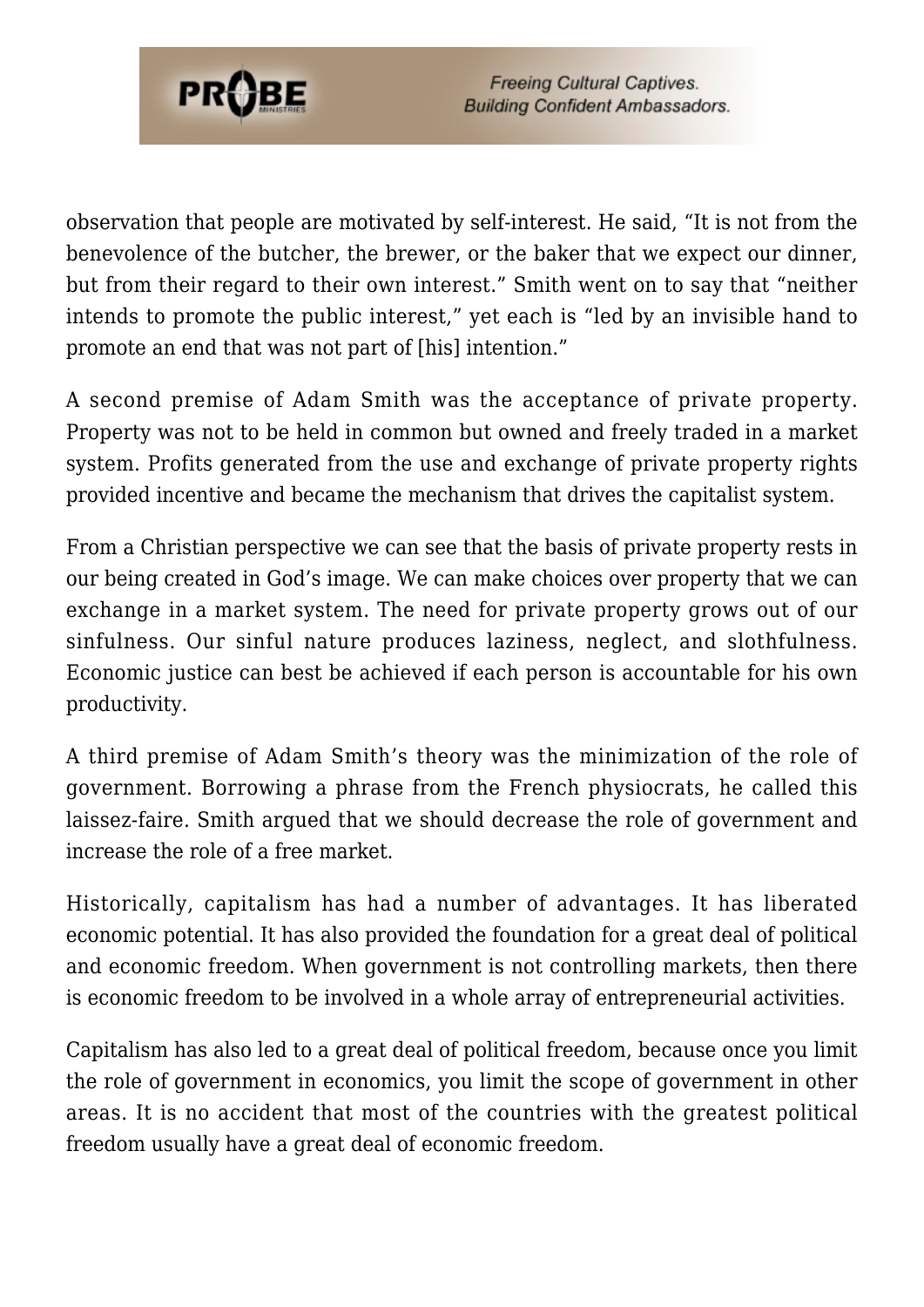observation that people are motivated by self-interest. He said, "It is not from the benevolence of the butcher, the brewer, or the baker that we expect our dinner, but from their regard to their own interest." Smith went on to say that "neither intends to promote the public interest," yet each is "led by an invisible hand to promote an end that was not part of [his] intention."

A second premise of Adam Smith was the acceptance of private property. Property was not to be held in common but owned and freely traded in a market system. Profits generated from the use and exchange of private property rights provided incentive and became the mechanism that drives the capitalist system.

From a Christian perspective we can see that the basis of private property rests in our being created in God's image. We can make choices over property that we can exchange in a market system. The need for private property grows out of our sinfulness. Our sinful nature produces laziness, neglect, and slothfulness. Economic justice can best be achieved if each person is accountable for his own productivity.

A third premise of Adam Smith's theory was the minimization of the role of government. Borrowing a phrase from the French physiocrats, he called this laissez-faire. Smith argued that we should decrease the role of government and increase the role of a free market.

Historically, capitalism has had a number of advantages. It has liberated economic potential. It has also provided the foundation for a great deal of political and economic freedom. When government is not controlling markets, then there is economic freedom to be involved in a whole array of entrepreneurial activities.

Capitalism has also led to a great deal of political freedom, because once you limit the role of government in economics, you limit the scope of government in other areas. It is no accident that most of the countries with the greatest political freedom usually have a great deal of economic freedom.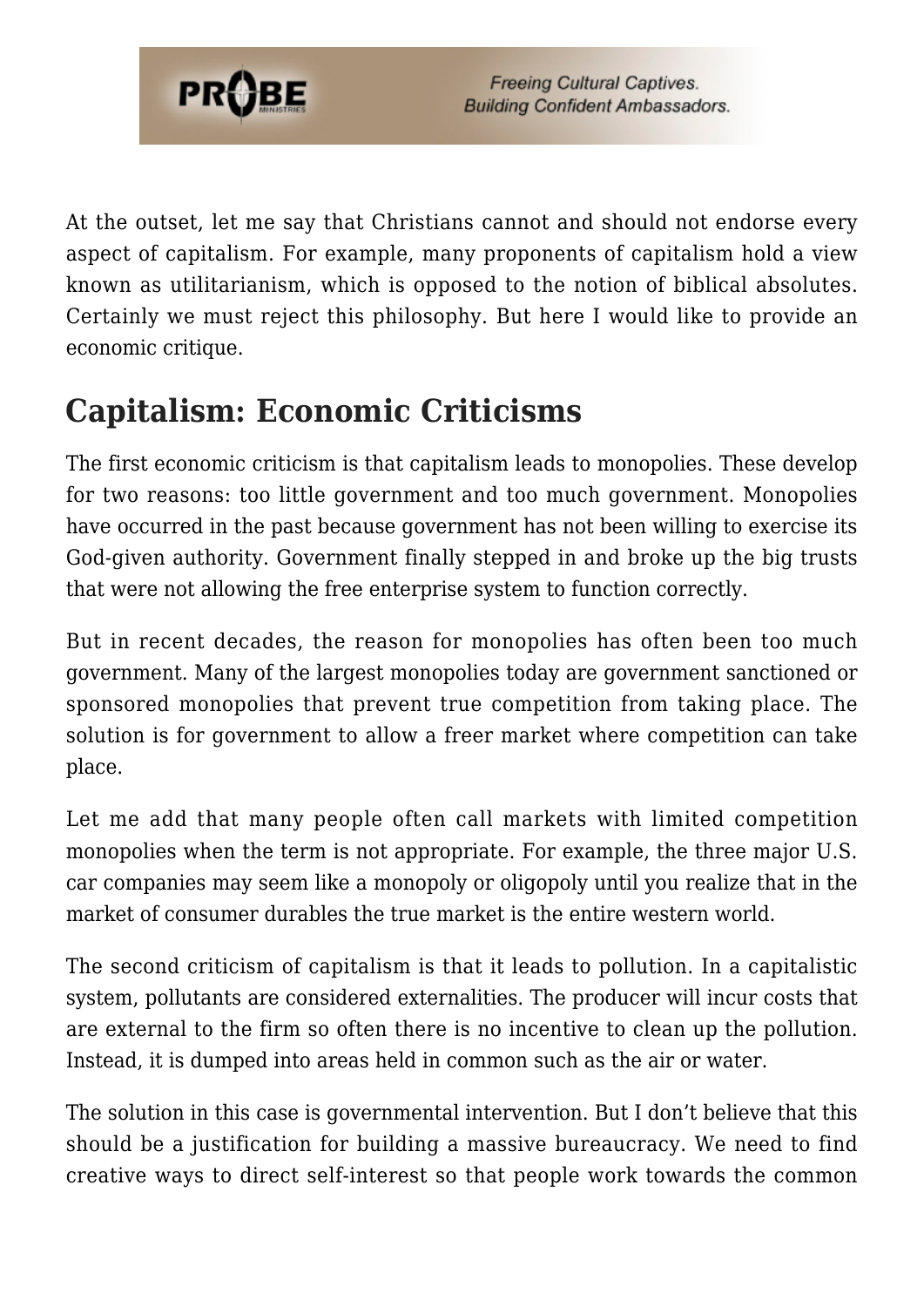At the outset, let me say that Christians cannot and should not endorse every aspect of capitalism. For example, many proponents of capitalism hold a view known as utilitarianism, which is opposed to the notion of biblical absolutes. Certainly we must reject this philosophy. But here I would like to provide an economic critique.

## Capitalism: Economic Criticisms

The first economic criticism is that capitalism leads to monopolies. These develop for two reasons: too little government and too much government. Monopolies have occurred in the past because government has not been willing to exercise its God-given authority. Government finally stepped in and broke up the big trusts that were not allowing the free enterprise system to function correctly.

But in recent decades, the reason for monopolies has often been too much government. Many of the largest monopolies today are government sanctioned or sponsored monopolies that prevent true competition from taking place. The solution is for government to allow a freer market where competition can take place.

Let me add that many people often call markets with limited competition monopolies when the term is not appropriate. For example, the three major U.S. car companies may seem like a monopoly or oligopoly until you realize that in the market of consumer durables the true market is the entire western world.

The second criticism of capitalism is that it leads to pollution. In a capitalistic system, pollutants are considered externalities. The producer will incur costs that are external to the firm so often there is no incentive to clean up the pollution. Instead, it is dumped into areas held in common such as the air or water.

The solution in this case is governmental intervention. But I don't believe that this should be a justification for building a massive bureaucracy. We need to find creative ways to direct self-interest so that people work towards the common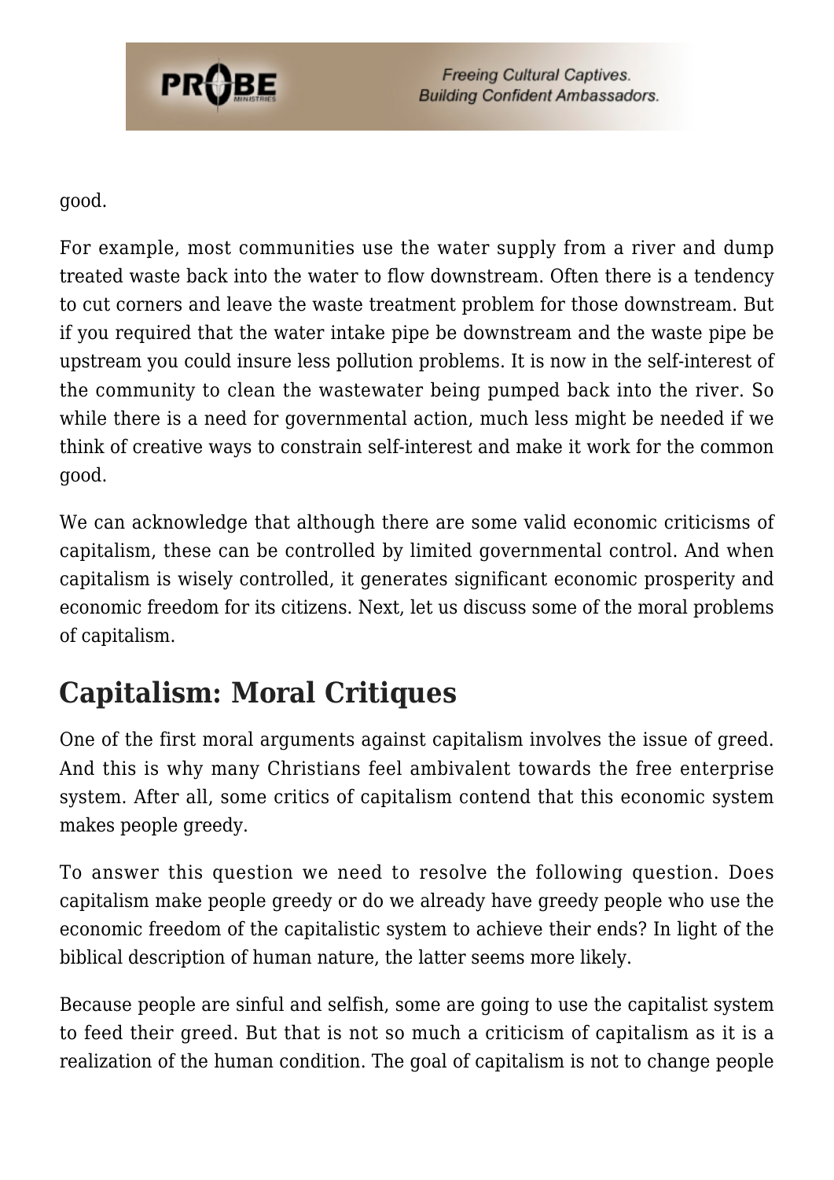good.

For example, most communities use the water supply from a river and dump treated waste back into the water to flow downstream. Often there is a tendency to cut corners and leave the waste treatment problem for those downstream. But if you required that the water intake pipe be downstream and the waste pipe be upstream you could insure less pollution problems. It is now in the self-interest of the community to clean the wastewater being pumped back into the river. So while there is a need for governmental action, much less might be needed if we think of creative ways to constrain self-interest and make it work for the common good.

We can acknowledge that although there are some valid economic criticisms of capitalism, these can be controlled by limited governmental control. And when capitalism is wisely controlled, it generates significant economic prosperity and economic freedom for its citizens. Next, let us discuss some of the moral problems of capitalism.

## Capitalism: Moral Critiques

One of the first moral arguments against capitalism involves the issue of greed. And this is why many Christians feel ambivalent towards the free enterprise system. After all, some critics of capitalism contend that this economic system makes people greedy.

To answer this question we need to resolve the following question. Does capitalism make people greedy or do we already have greedy people who use the economic freedom of the capitalistic system to achieve their ends? In light of the biblical description of human nature, the latter seems more likely.

Because people are sinful and selfish, some are going to use the capitalist system to feed their greed. But that is not so much a criticism of capitalism as it is a realization of the human condition. The goal of capitalism is not to change people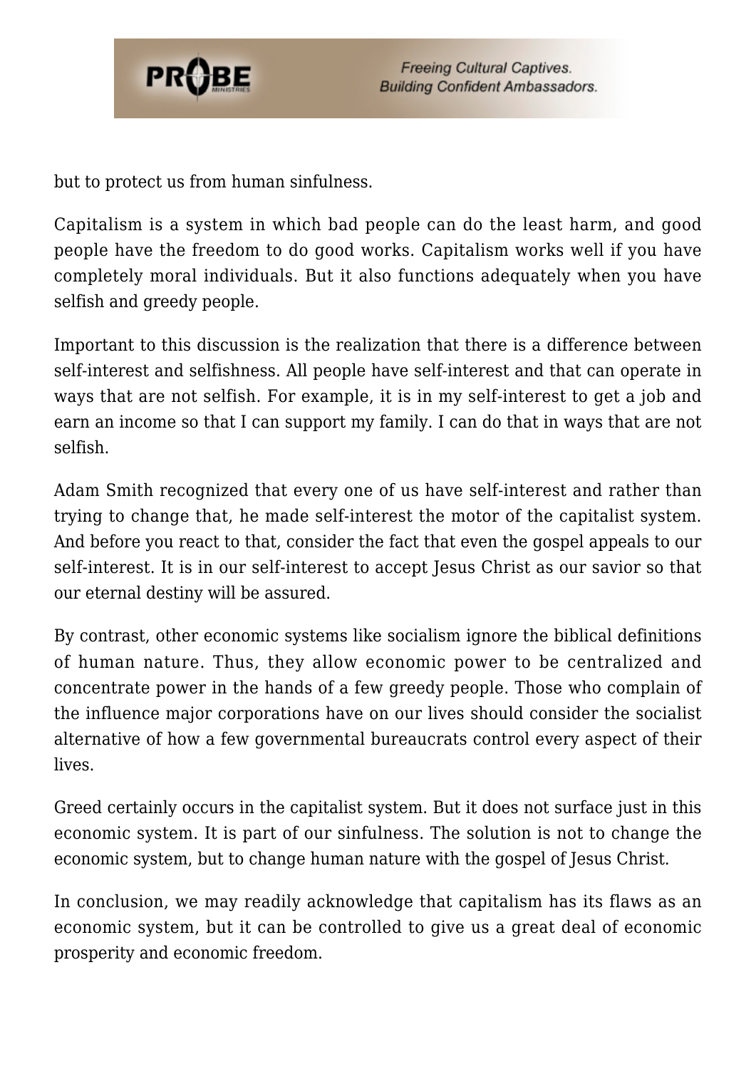but to protect us from human sinfulness.

Capitalism is a system in which bad people can do the least harm, and good people have the freedom to do good works. Capitalism works well if you have completely moral individuals. But it also functions adequately when you have selfish and greedy people.

Important to this discussion is the realization that there is a difference between self-interest and selfishness. All people have self-interest and that can operate in ways that are not selfish. For example, it is in my self-interest to get a job and earn an income so that I can support my family. I can do that in ways that are not selfish.

Adam Smith recognized that every one of us have self-interest and rather than trying to change that, he made self-interest the motor of the capitalist system. And before you react to that, consider the fact that even the gospel appeals to our self-interest. It is in our self-interest to accept Jesus Christ as our savior so that our eternal destiny will be assured.

By contrast, other economic systems like socialism ignore the biblical definitions of human nature. Thus, they allow economic power to be centralized and concentrate power in the hands of a few greedy people. Those who complain of the influence major corporations have on our lives should consider the socialist alternative of how a few governmental bureaucrats control every aspect of their lives.

Greed certainly occurs in the capitalist system. But it does not surface just in this economic system. It is part of our sinfulness. The solution is not to change the economic system, but to change human nature with the gospel of Jesus Christ.

In conclusion, we may readily acknowledge that capitalism has its flaws as an economic system, but it can be controlled to give us a great deal of economic prosperity and economic freedom.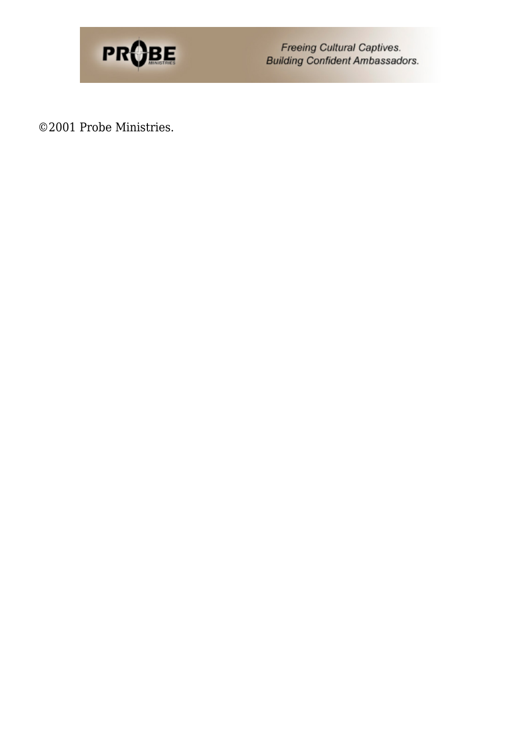©2001 Probe Ministries.